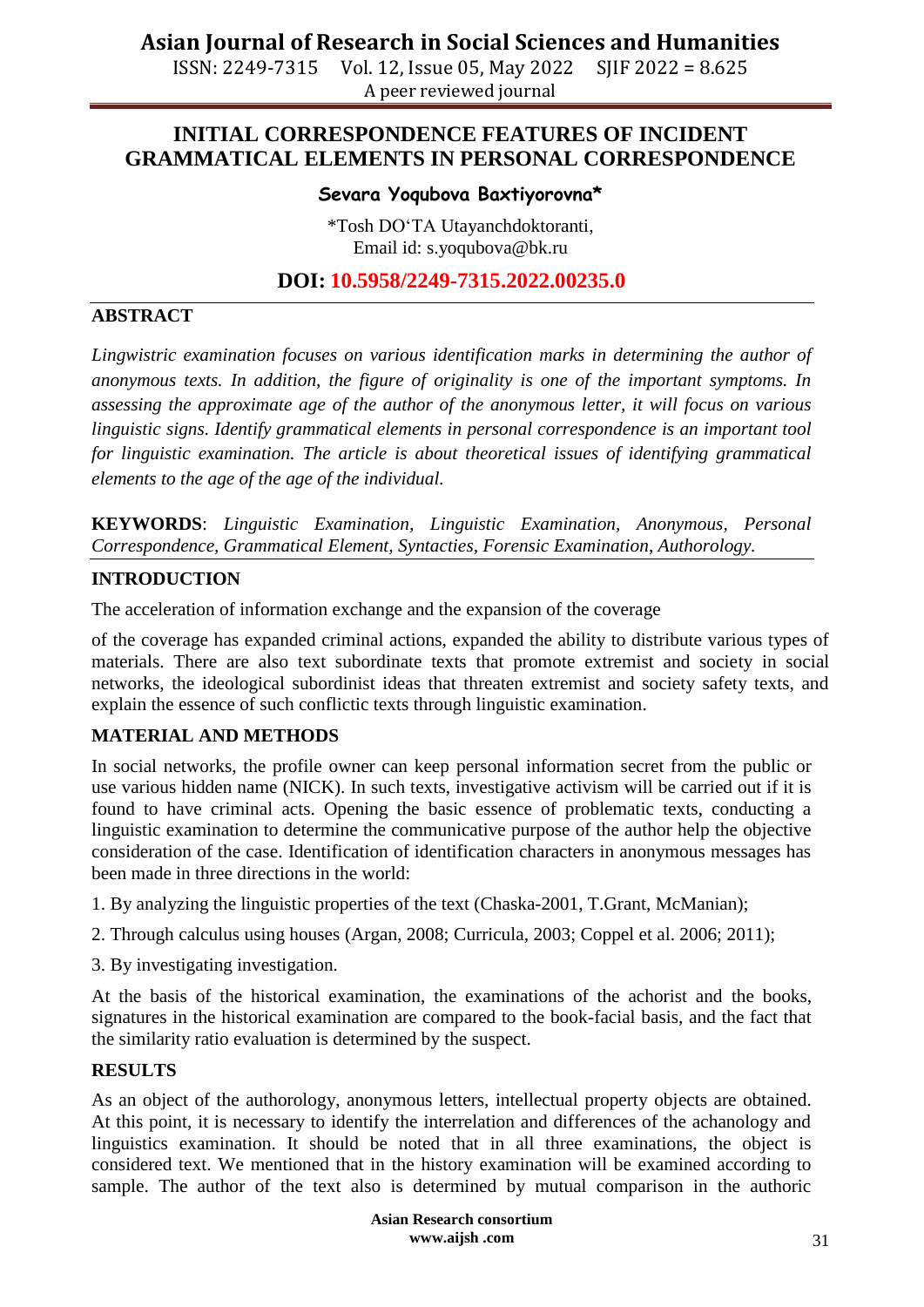# INITIAL CORRESPONDENCE FEATURES OF INCIDENT GRAMMATICAL ELEMENTS IN PERSONAL CORRESPONDENCE

**Sevara Yoqubova Baxtiyorovna***

*Tosh DO'TA Utayanchdoktoranti,
Email id: s.yoqubova@bk.ru

**DOI: 10.5958/2249-7315.2022.00235.0**

## ABSTRACT

*Lingwistric examination focuses on various identification marks in determining the author of anonymous texts. In addition, the figure of originality is one of the important symptoms. In assessing the approximate age of the author of the anonymous letter, it will focus on various linguistic signs. Identify grammatical elements in personal correspondence is an important tool for linguistic examination. The article is about theoretical issues of identifying grammatical elements to the age of the age of the individual.*

**KEYWORDS**: *Linguistic Examination, Linguistic Examination, Anonymous, Personal Correspondence, Grammatical Element, Syntacties, Forensic Examination, Authorology.*

## INTRODUCTION

The acceleration of information exchange and the expansion of the coverage

of the coverage has expanded criminal actions, expanded the ability to distribute various types of materials. There are also text subordinate texts that promote extremist and society in social networks, the ideological subordinist ideas that threaten extremist and society safety texts, and explain the essence of such conflictic texts through linguistic examination.

## MATERIAL AND METHODS

In social networks, the profile owner can keep personal information secret from the public or use various hidden name (NICK). In such texts, investigative activism will be carried out if it is found to have criminal acts. Opening the basic essence of problematic texts, conducting a linguistic examination to determine the communicative purpose of the author help the objective consideration of the case. Identification of identification characters in anonymous messages has been made in three directions in the world:

1. By analyzing the linguistic properties of the text (Chaska-2001, T.Grant, McManian);
2. Through calculus using houses (Argan, 2008; Curricula, 2003; Coppel et al. 2006; 2011);
3. By investigating investigation.

At the basis of the historical examination, the examinations of the achorist and the books, signatures in the historical examination are compared to the book-facial basis, and the fact that the similarity ratio evaluation is determined by the suspect.

## RESULTS

As an object of the authorology, anonymous letters, intellectual property objects are obtained. At this point, it is necessary to identify the interrelation and differences of the achanology and linguistics examination. It should be noted that in all three examinations, the object is considered text. We mentioned that in the history examination will be examined according to sample. The author of the text also is determined by mutual comparison in the authoric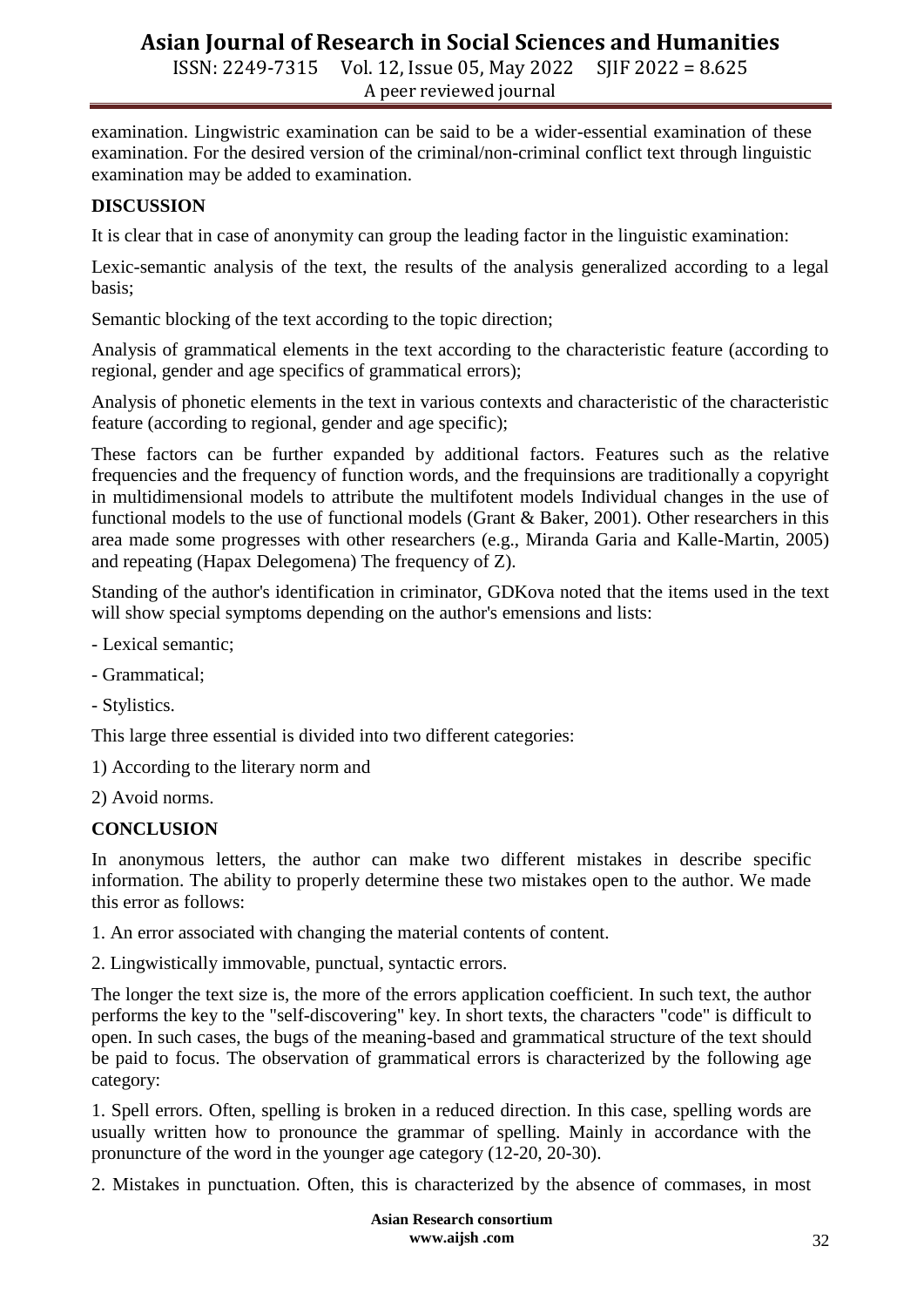examination. Lingwistric examination can be said to be a wider-essential examination of these examination. For the desired version of the criminal/non-criminal conflict text through linguistic examination may be added to examination.

## DISCUSSION

It is clear that in case of anonymity can group the leading factor in the linguistic examination:

Lexic-semantic analysis of the text, the results of the analysis generalized according to a legal basis;

Semantic blocking of the text according to the topic direction;

Analysis of grammatical elements in the text according to the characteristic feature (according to regional, gender and age specifics of grammatical errors);

Analysis of phonetic elements in the text in various contexts and characteristic of the characteristic feature (according to regional, gender and age specific);

These factors can be further expanded by additional factors. Features such as the relative frequencies and the frequency of function words, and the frequinsions are traditionally a copyright in multidimensional models to attribute the multifotent models Individual changes in the use of functional models to the use of functional models (Grant & Baker, 2001). Other researchers in this area made some progresses with other researchers (e.g., Miranda Garia and Kalle-Martin, 2005) and repeating (Hapax Delegomena) The frequency of Z).

Standing of the author's identification in criminator, GDKova noted that the items used in the text will show special symptoms depending on the author's emensions and lists:

- Lexical semantic;
- Grammatical;
- Stylistics.

This large three essential is divided into two different categories:

1) According to the literary norm and
2) Avoid norms.

## CONCLUSION

In anonymous letters, the author can make two different mistakes in describe specific information. The ability to properly determine these two mistakes open to the author. We made this error as follows:

1. An error associated with changing the material contents of content.
2. Lingwistically immovable, punctual, syntactic errors.

The longer the text size is, the more of the errors application coefficient. In such text, the author performs the key to the "self-discovering" key. In short texts, the characters "code" is difficult to open. In such cases, the bugs of the meaning-based and grammatical structure of the text should be paid to focus. The observation of grammatical errors is characterized by the following age category:

1. Spell errors. Often, spelling is broken in a reduced direction. In this case, spelling words are usually written how to pronounce the grammar of spelling. Mainly in accordance with the pronuncture of the word in the younger age category (12-20, 20-30).

2. Mistakes in punctuation. Often, this is characterized by the absence of commases, in most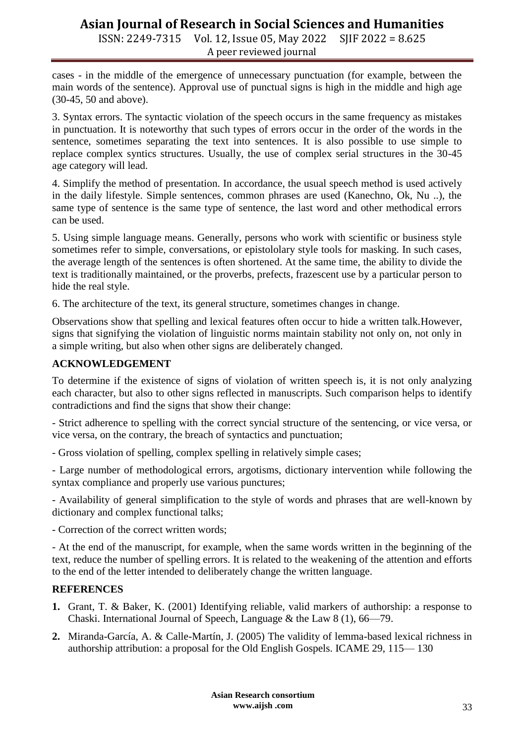cases - in the middle of the emergence of unnecessary punctuation (for example, between the main words of the sentence). Approval use of punctual signs is high in the middle and high age (30-45, 50 and above).

3. Syntax errors. The syntactic violation of the speech occurs in the same frequency as mistakes in punctuation. It is noteworthy that such types of errors occur in the order of the words in the sentence, sometimes separating the text into sentences. It is also possible to use simple to replace complex syntics structures. Usually, the use of complex serial structures in the 30-45 age category will lead.

4. Simplify the method of presentation. In accordance, the usual speech method is used actively in the daily lifestyle. Simple sentences, common phrases are used (Kanechno, Ok, Nu ..), the same type of sentence is the same type of sentence, the last word and other methodical errors can be used.

5. Using simple language means. Generally, persons who work with scientific or business style sometimes refer to simple, conversations, or epistololary style tools for masking. In such cases, the average length of the sentences is often shortened. At the same time, the ability to divide the text is traditionally maintained, or the proverbs, prefects, frazescent use by a particular person to hide the real style.

6. The architecture of the text, its general structure, sometimes changes in change.

Observations show that spelling and lexical features often occur to hide a written talk.However, signs that signifying the violation of linguistic norms maintain stability not only on, not only in a simple writing, but also when other signs are deliberately changed.

## ACKNOWLEDGEMENT

To determine if the existence of signs of violation of written speech is, it is not only analyzing each character, but also to other signs reflected in manuscripts. Such comparison helps to identify contradictions and find the signs that show their change:

- Strict adherence to spelling with the correct syncial structure of the sentencing, or vice versa, or vice versa, on the contrary, the breach of syntactics and punctuation;
- Gross violation of spelling, complex spelling in relatively simple cases;
- Large number of methodological errors, argotisms, dictionary intervention while following the syntax compliance and properly use various punctures;
- Availability of general simplification to the style of words and phrases that are well-known by dictionary and complex functional talks;
- Correction of the correct written words;
- At the end of the manuscript, for example, when the same words written in the beginning of the text, reduce the number of spelling errors. It is related to the weakening of the attention and efforts to the end of the letter intended to deliberately change the written language.

## REFERENCES

1. Grant, T. & Baker, K. (2001) Identifying reliable, valid markers of authorship: a response to Chaski. International Journal of Speech, Language & the Law 8 (1), 66—79.
2. Miranda-García, A. & Calle-Martín, J. (2005) The validity of lemma-based lexical richness in authorship attribution: a proposal for the Old English Gospels. ICAME 29, 115— 130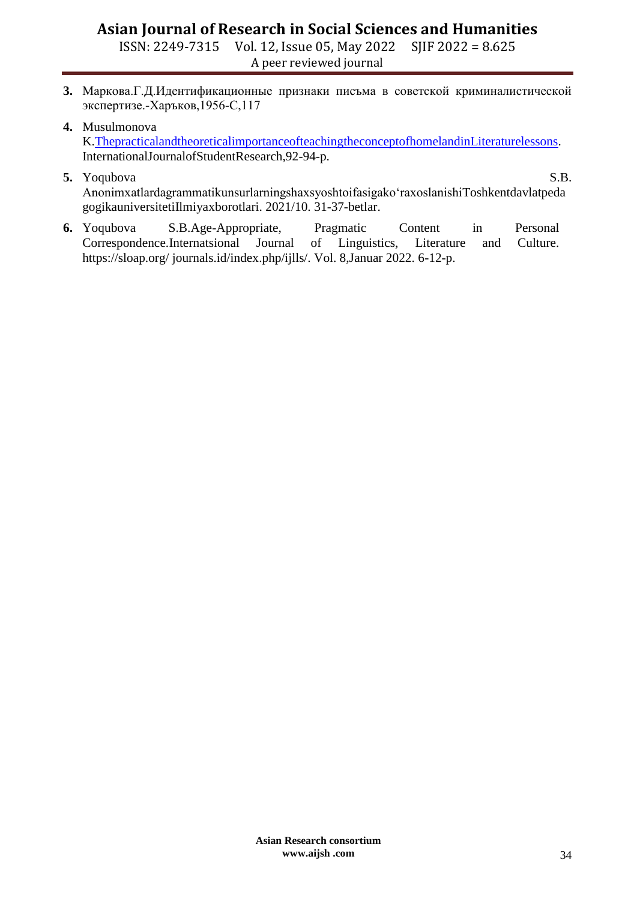3. Маркова.Г.Д.Идентификационные признаки письма в советской криминалистической экспертизе.-Харьков,1956-С,117

4. Musulmonova K.Thepracticalandtheoreticalimportanceofteachingtheconceptofhomelandin Literaturelessons. InternationalJournalofStudentResearch,92-94-p.

5. Yoqubova S.B. AnonimxatlardagrammatikunsurlarningshaxsyoshtoifasigakoʻraxoslanishiToshkentdavlatpedagogikauniversitetiIlmiyaxborotlari. 2021/10. 31-37-betlar.

6. Yoqubova S.B.Age-Appropriate, Pragmatic Content in Personal Correspondence.Internatsional Journal of Linguistics, Literature and Culture. https://sloap.org/ journals.id/index.php/ijlls/. Vol. 8,Januar 2022. 6-12-p.